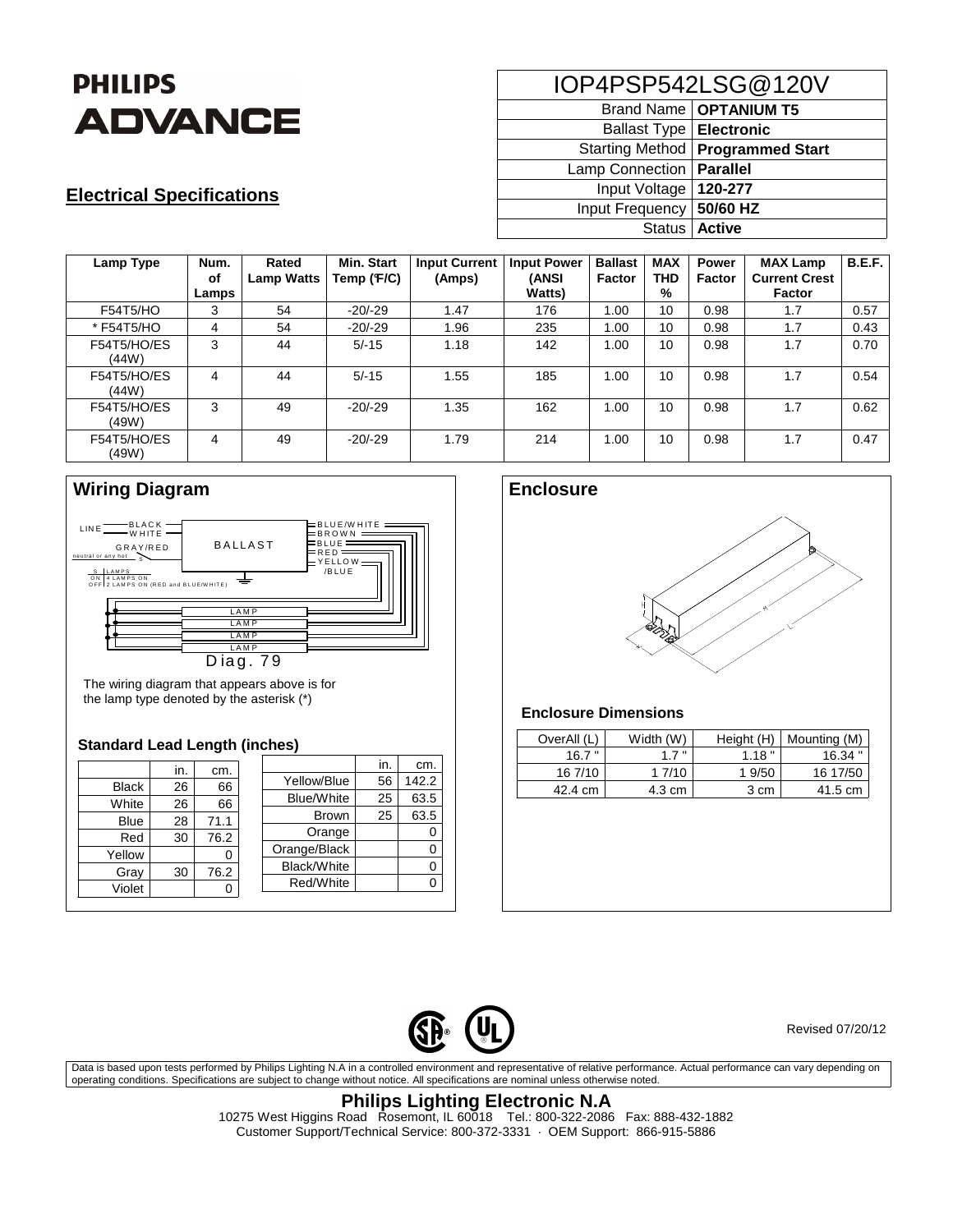PHILIPS
ADVANCE

# IOP4PSP542LSG@120V

| | |
|---|---|
| Brand Name | **OPTANIUM T5** |
| Ballast Type | **Electronic** |
| Starting Method | **Programmed Start** |
| Lamp Connection | **Parallel** |
| Input Voltage | **120-277** |
| Input Frequency | **50/60 HZ** |
| Status | **Active** |

## Electrical Specifications

| Lamp Type | Num. of Lamps | Rated Lamp Watts | Min. Start Temp (°F/C) | Input Current (Amps) | Input Power (ANSI Watts) | Ballast Factor | MAX THD % | Power Factor | MAX Lamp Current Crest Factor | B.E.F. |
|---|---|---|---|---|---|---|---|---|---|---|
| F54T5/HO | 3 | 54 | -20/-29 | 1.47 | 176 | 1.00 | 10 | 0.98 | 1.7 | 0.57 |
| * F54T5/HO | 4 | 54 | -20/-29 | 1.96 | 235 | 1.00 | 10 | 0.98 | 1.7 | 0.43 |
| F54T5/HO/ES (44W) | 3 | 44 | 5/-15 | 1.18 | 142 | 1.00 | 10 | 0.98 | 1.7 | 0.70 |
| F54T5/HO/ES (44W) | 4 | 44 | 5/-15 | 1.55 | 185 | 1.00 | 10 | 0.98 | 1.7 | 0.54 |
| F54T5/HO/ES (49W) | 3 | 49 | -20/-29 | 1.35 | 162 | 1.00 | 10 | 0.98 | 1.7 | 0.62 |
| F54T5/HO/ES (49W) | 4 | 49 | -20/-29 | 1.79 | 214 | 1.00 | 10 | 0.98 | 1.7 | 0.47 |

## Wiring Diagram

LINE — BLACK, WHITE; GRAY/RED — neutral or any hot — S; BALLAST; BLUE/WHITE, BROWN, BLUE, RED, YELLOW/BLUE; LAMP, LAMP, LAMP, LAMP

| S | LAMPS |
|---|---|
| ON | 4 LAMPS ON |
| OFF | 2 LAMPS ON (RED and BLUE/WHITE) |

Diag. 79

The wiring diagram that appears above is for the lamp type denoted by the asterisk (*)

### Standard Lead Length (inches)

| | in. | cm. |
|---|---|---|
| Black | 26 | 66 |
| White | 26 | 66 |
| Blue | 28 | 71.1 |
| Red | 30 | 76.2 |
| Yellow | | 0 |
| Gray | 30 | 76.2 |
| Violet | | 0 |

| | in. | cm. |
|---|---|---|
| Yellow/Blue | 56 | 142.2 |
| Blue/White | 25 | 63.5 |
| Brown | 25 | 63.5 |
| Orange | | 0 |
| Orange/Black | | 0 |
| Black/White | | 0 |
| Red/White | | 0 |

## Enclosure

### Enclosure Dimensions

| OverAll (L) | Width (W) | Height (H) | Mounting (M) |
|---|---|---|---|
| 16.7 " | 1.7 " | 1.18 " | 16.34 " |
| 16 7/10 | 1 7/10 | 1 9/50 | 16 17/50 |
| 42.4 cm | 4.3 cm | 3 cm | 41.5 cm |

Revised 07/20/12

Data is based upon tests performed by Philips Lighting N.A in a controlled environment and representative of relative performance. Actual performance can vary depending on operating conditions. Specifications are subject to change without notice. All specifications are nominal unless otherwise noted.

**Philips Lighting Electronic N.A**
10275 West Higgins Road Rosemont, IL 60018 Tel.: 800-322-2086 Fax: 888-432-1882
Customer Support/Technical Service: 800-372-3331 · OEM Support: 866-915-5886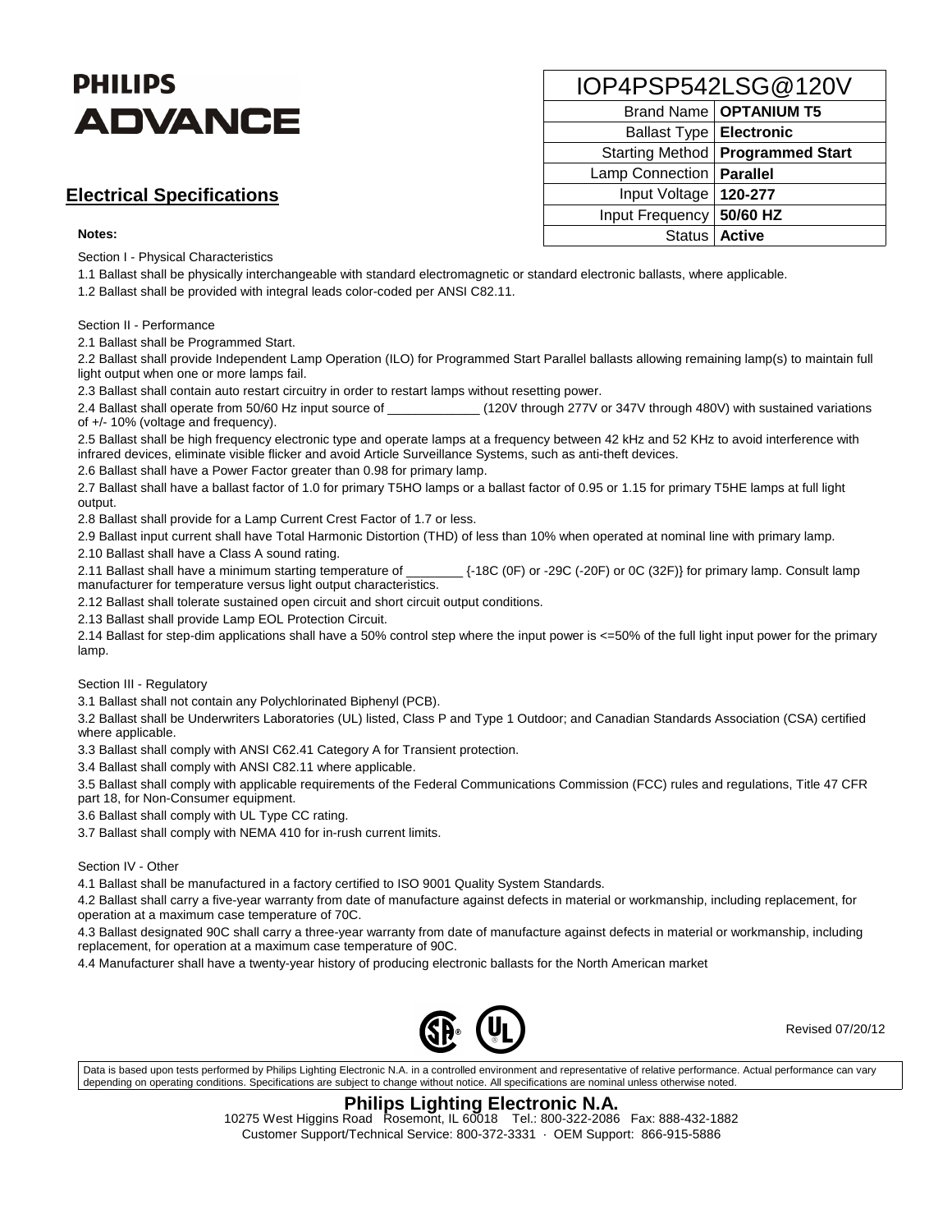PHILIPS
ADVANCE

| IOP4PSP542LSG@120V | |
|---|---|
| Brand Name | **OPTANIUM T5** |
| Ballast Type | **Electronic** |
| Starting Method | **Programmed Start** |
| Lamp Connection | **Parallel** |
| Input Voltage | **120-277** |
| Input Frequency | **50/60 HZ** |
| Status | **Active** |

## Electrical Specifications

**Notes:**

Section I - Physical Characteristics

1.1 Ballast shall be physically interchangeable with standard electromagnetic or standard electronic ballasts, where applicable.

1.2 Ballast shall be provided with integral leads color-coded per ANSI C82.11.

Section II - Performance

2.1 Ballast shall be Programmed Start.

2.2 Ballast shall provide Independent Lamp Operation (ILO) for Programmed Start Parallel ballasts allowing remaining lamp(s) to maintain full light output when one or more lamps fail.

2.3 Ballast shall contain auto restart circuitry in order to restart lamps without resetting power.

2.4 Ballast shall operate from 50/60 Hz input source of _____________ (120V through 277V or 347V through 480V) with sustained variations of +/- 10% (voltage and frequency).

2.5 Ballast shall be high frequency electronic type and operate lamps at a frequency between 42 kHz and 52 KHz to avoid interference with infrared devices, eliminate visible flicker and avoid Article Surveillance Systems, such as anti-theft devices.

2.6 Ballast shall have a Power Factor greater than 0.98 for primary lamp.

2.7 Ballast shall have a ballast factor of 1.0 for primary T5HO lamps or a ballast factor of 0.95 or 1.15 for primary T5HE lamps at full light output.

2.8 Ballast shall provide for a Lamp Current Crest Factor of 1.7 or less.

2.9 Ballast input current shall have Total Harmonic Distortion (THD) of less than 10% when operated at nominal line with primary lamp.

2.10 Ballast shall have a Class A sound rating.

2.11 Ballast shall have a minimum starting temperature of ________ {-18C (0F) or -29C (-20F) or 0C (32F)} for primary lamp. Consult lamp manufacturer for temperature versus light output characteristics.

2.12 Ballast shall tolerate sustained open circuit and short circuit output conditions.

2.13 Ballast shall provide Lamp EOL Protection Circuit.

2.14 Ballast for step-dim applications shall have a 50% control step where the input power is <=50% of the full light input power for the primary lamp.

Section III - Regulatory

3.1 Ballast shall not contain any Polychlorinated Biphenyl (PCB).

3.2 Ballast shall be Underwriters Laboratories (UL) listed, Class P and Type 1 Outdoor; and Canadian Standards Association (CSA) certified where applicable.

3.3 Ballast shall comply with ANSI C62.41 Category A for Transient protection.

3.4 Ballast shall comply with ANSI C82.11 where applicable.

3.5 Ballast shall comply with applicable requirements of the Federal Communications Commission (FCC) rules and regulations, Title 47 CFR part 18, for Non-Consumer equipment.

3.6 Ballast shall comply with UL Type CC rating.

3.7 Ballast shall comply with NEMA 410 for in-rush current limits.

Section IV - Other

4.1 Ballast shall be manufactured in a factory certified to ISO 9001 Quality System Standards.

4.2 Ballast shall carry a five-year warranty from date of manufacture against defects in material or workmanship, including replacement, for operation at a maximum case temperature of 70C.

4.3 Ballast designated 90C shall carry a three-year warranty from date of manufacture against defects in material or workmanship, including replacement, for operation at a maximum case temperature of 90C.

4.4 Manufacturer shall have a twenty-year history of producing electronic ballasts for the North American market

Revised 07/20/12

Data is based upon tests performed by Philips Lighting Electronic N.A. in a controlled environment and representative of relative performance. Actual performance can vary depending on operating conditions. Specifications are subject to change without notice. All specifications are nominal unless otherwise noted.

**Philips Lighting Electronic N.A.**
10275 West Higgins Road Rosemont, IL 60018 Tel.: 800-322-2086 Fax: 888-432-1882
Customer Support/Technical Service: 800-372-3331 · OEM Support: 866-915-5886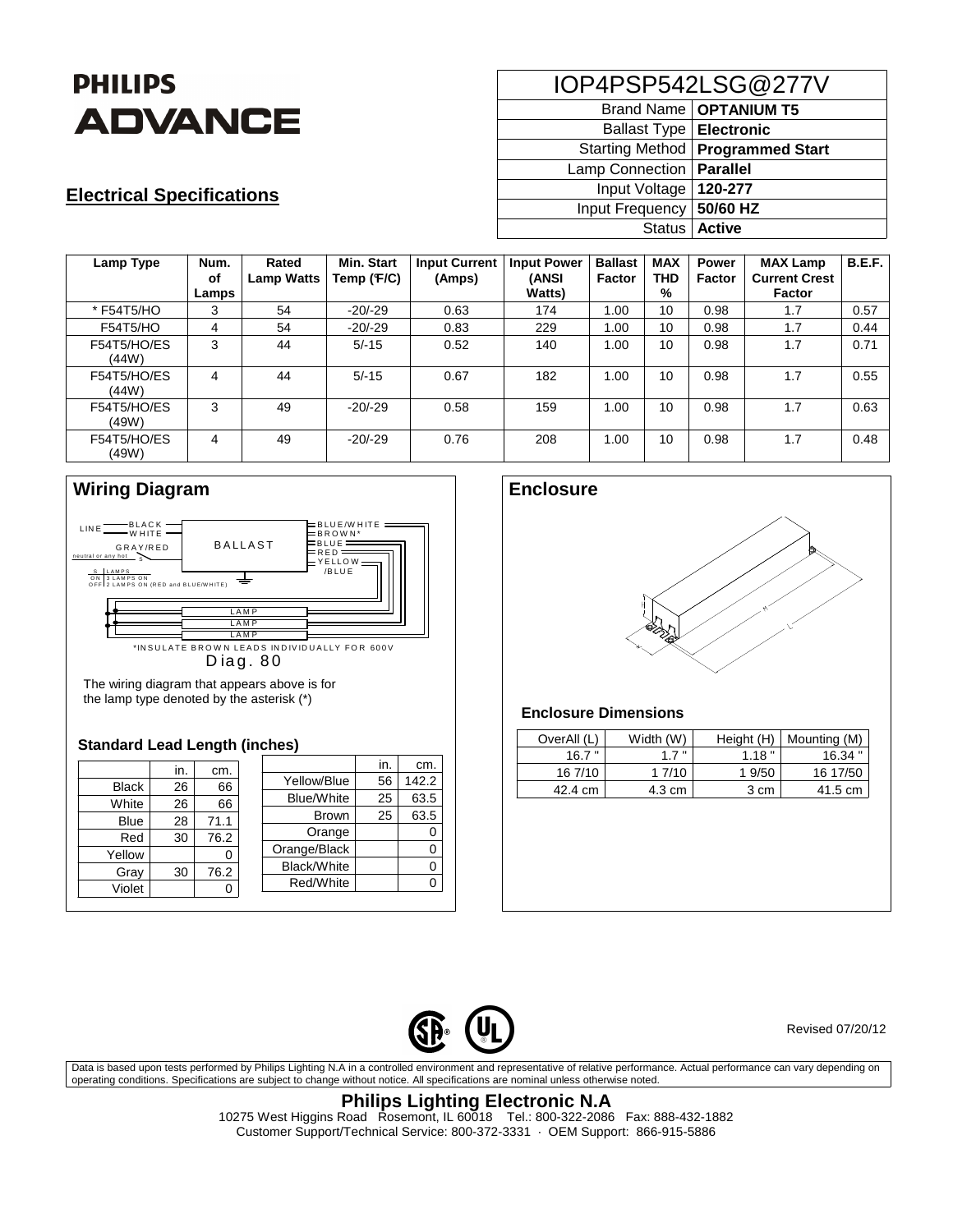# PHILIPS ADVANCE

## Electrical Specifications

| IOP4PSP542LSG@277V | |
|---|---|
| Brand Name | **OPTANIUM T5** |
| Ballast Type | **Electronic** |
| Starting Method | **Programmed Start** |
| Lamp Connection | **Parallel** |
| Input Voltage | **120-277** |
| Input Frequency | **50/60 HZ** |
| Status | **Active** |

| Lamp Type | Num. of Lamps | Rated Lamp Watts | Min. Start Temp (°F/C) | Input Current (Amps) | Input Power (ANSI Watts) | Ballast Factor | MAX THD % | Power Factor | MAX Lamp Current Crest Factor | B.E.F. |
|---|---|---|---|---|---|---|---|---|---|---|
| * F54T5/HO | 3 | 54 | -20/-29 | 0.63 | 174 | 1.00 | 10 | 0.98 | 1.7 | 0.57 |
| F54T5/HO | 4 | 54 | -20/-29 | 0.83 | 229 | 1.00 | 10 | 0.98 | 1.7 | 0.44 |
| F54T5/HO/ES (44W) | 3 | 44 | 5/-15 | 0.52 | 140 | 1.00 | 10 | 0.98 | 1.7 | 0.71 |
| F54T5/HO/ES (44W) | 4 | 44 | 5/-15 | 0.67 | 182 | 1.00 | 10 | 0.98 | 1.7 | 0.55 |
| F54T5/HO/ES (49W) | 3 | 49 | -20/-29 | 0.58 | 159 | 1.00 | 10 | 0.98 | 1.7 | 0.63 |
| F54T5/HO/ES (49W) | 4 | 49 | -20/-29 | 0.76 | 208 | 1.00 | 10 | 0.98 | 1.7 | 0.48 |

## Wiring Diagram

LINE: BLACK, WHITE; GRAY/RED (neutral or any hot) S; BALLAST; BLUE/WHITE, BROWN*, BLUE, RED, YELLOW/BLUE; LAMP, LAMP, LAMP

S: ON — 3 LAMPS ON; OFF — 2 LAMPS ON (RED and BLUE/WHITE)

*INSULATE BROWN LEADS INDIVIDUALLY FOR 600V

Diag. 80

The wiring diagram that appears above is for the lamp type denoted by the asterisk (*)

### Standard Lead Length (inches)

| | in. | cm. |
|---|---|---|
| Black | 26 | 66 |
| White | 26 | 66 |
| Blue | 28 | 71.1 |
| Red | 30 | 76.2 |
| Yellow | | 0 |
| Gray | 30 | 76.2 |
| Violet | | 0 |

| | in. | cm. |
|---|---|---|
| Yellow/Blue | 56 | 142.2 |
| Blue/White | 25 | 63.5 |
| Brown | 25 | 63.5 |
| Orange | | 0 |
| Orange/Black | | 0 |
| Black/White | | 0 |
| Red/White | | 0 |

## Enclosure

### Enclosure Dimensions

| OverAll (L) | Width (W) | Height (H) | Mounting (M) |
|---|---|---|---|
| 16.7 " | 1.7 " | 1.18 " | 16.34 " |
| 16 7/10 | 1 7/10 | 1 9/50 | 16 17/50 |
| 42.4 cm | 4.3 cm | 3 cm | 41.5 cm |

Revised 07/20/12

Data is based upon tests performed by Philips Lighting N.A in a controlled environment and representative of relative performance. Actual performance can vary depending on operating conditions. Specifications are subject to change without notice. All specifications are nominal unless otherwise noted.

**Philips Lighting Electronic N.A**
10275 West Higgins Road Rosemont, IL 60018 Tel.: 800-322-2086 Fax: 888-432-1882
Customer Support/Technical Service: 800-372-3331 · OEM Support: 866-915-5886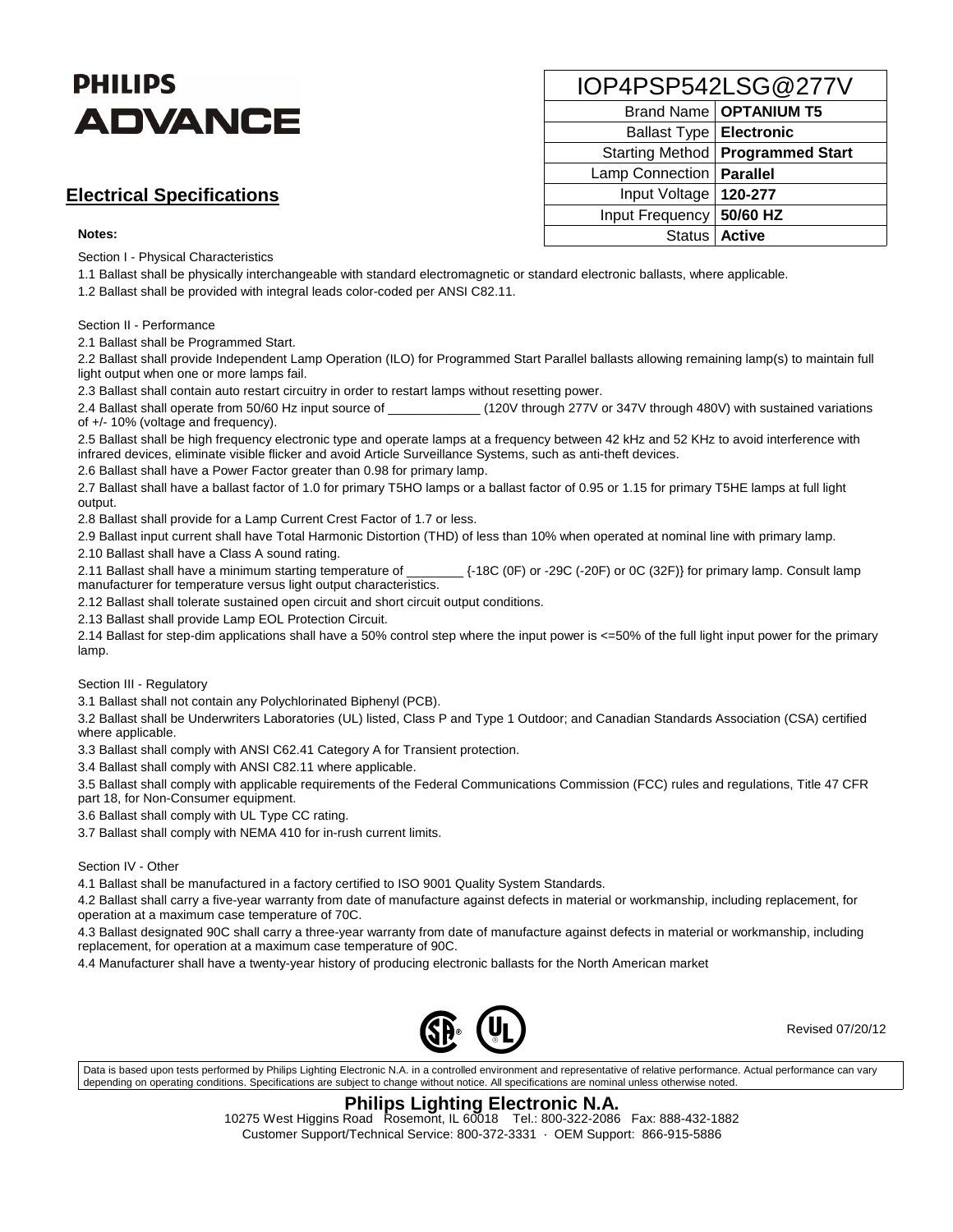**PHILIPS**
**ADVANCE**

| IOP4PSP542LSG@277V | |
|---|---|
| Brand Name | **OPTANIUM T5** |
| Ballast Type | **Electronic** |
| Starting Method | **Programmed Start** |
| Lamp Connection | **Parallel** |
| Input Voltage | **120-277** |
| Input Frequency | **50/60 HZ** |
| Status | **Active** |

## Electrical Specifications

**Notes:**

Section I - Physical Characteristics

1.1 Ballast shall be physically interchangeable with standard electromagnetic or standard electronic ballasts, where applicable.

1.2 Ballast shall be provided with integral leads color-coded per ANSI C82.11.

Section II - Performance

2.1 Ballast shall be Programmed Start.

2.2 Ballast shall provide Independent Lamp Operation (ILO) for Programmed Start Parallel ballasts allowing remaining lamp(s) to maintain full light output when one or more lamps fail.

2.3 Ballast shall contain auto restart circuitry in order to restart lamps without resetting power.

2.4 Ballast shall operate from 50/60 Hz input source of _____________ (120V through 277V or 347V through 480V) with sustained variations of +/- 10% (voltage and frequency).

2.5 Ballast shall be high frequency electronic type and operate lamps at a frequency between 42 kHz and 52 KHz to avoid interference with infrared devices, eliminate visible flicker and avoid Article Surveillance Systems, such as anti-theft devices.

2.6 Ballast shall have a Power Factor greater than 0.98 for primary lamp.

2.7 Ballast shall have a ballast factor of 1.0 for primary T5HO lamps or a ballast factor of 0.95 or 1.15 for primary T5HE lamps at full light output.

2.8 Ballast shall provide for a Lamp Current Crest Factor of 1.7 or less.

2.9 Ballast input current shall have Total Harmonic Distortion (THD) of less than 10% when operated at nominal line with primary lamp.

2.10 Ballast shall have a Class A sound rating.

2.11 Ballast shall have a minimum starting temperature of ________ {-18C (0F) or -29C (-20F) or 0C (32F)} for primary lamp. Consult lamp manufacturer for temperature versus light output characteristics.

2.12 Ballast shall tolerate sustained open circuit and short circuit output conditions.

2.13 Ballast shall provide Lamp EOL Protection Circuit.

2.14 Ballast for step-dim applications shall have a 50% control step where the input power is <=50% of the full light input power for the primary lamp.

Section III - Regulatory

3.1 Ballast shall not contain any Polychlorinated Biphenyl (PCB).

3.2 Ballast shall be Underwriters Laboratories (UL) listed, Class P and Type 1 Outdoor; and Canadian Standards Association (CSA) certified where applicable.

3.3 Ballast shall comply with ANSI C62.41 Category A for Transient protection.

3.4 Ballast shall comply with ANSI C82.11 where applicable.

3.5 Ballast shall comply with applicable requirements of the Federal Communications Commission (FCC) rules and regulations, Title 47 CFR part 18, for Non-Consumer equipment.

3.6 Ballast shall comply with UL Type CC rating.

3.7 Ballast shall comply with NEMA 410 for in-rush current limits.

Section IV - Other

4.1 Ballast shall be manufactured in a factory certified to ISO 9001 Quality System Standards.

4.2 Ballast shall carry a five-year warranty from date of manufacture against defects in material or workmanship, including replacement, for operation at a maximum case temperature of 70C.

4.3 Ballast designated 90C shall carry a three-year warranty from date of manufacture against defects in material or workmanship, including replacement, for operation at a maximum case temperature of 90C.

4.4 Manufacturer shall have a twenty-year history of producing electronic ballasts for the North American market

Revised 07/20/12

Data is based upon tests performed by Philips Lighting Electronic N.A. in a controlled environment and representative of relative performance. Actual performance can vary depending on operating conditions. Specifications are subject to change without notice. All specifications are nominal unless otherwise noted.

**Philips Lighting Electronic N.A.**
10275 West Higgins Road Rosemont, IL 60018 Tel.: 800-322-2086 Fax: 888-432-1882
Customer Support/Technical Service: 800-372-3331 · OEM Support: 866-915-5886